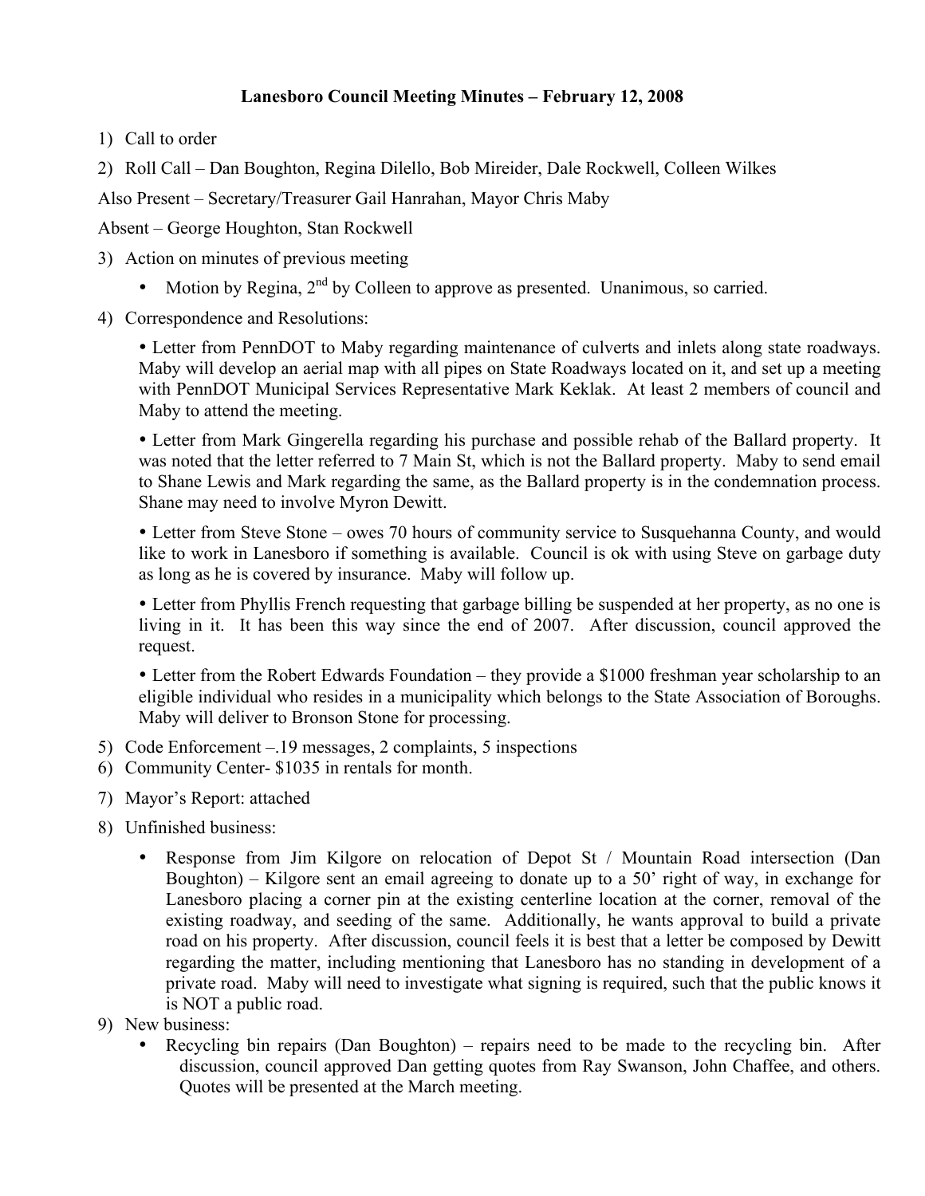# Lanesboro Council Meeting Minutes – February 12, 2008

1) Call to order
2) Roll Call – Dan Boughton, Regina Dilello, Bob Mireider, Dale Rockwell, Colleen Wilkes

Also Present – Secretary/Treasurer Gail Hanrahan, Mayor Chris Maby

Absent – George Houghton, Stan Rockwell

3) Action on minutes of previous meeting
   - Motion by Regina, 2nd by Colleen to approve as presented. Unanimous, so carried.
4) Correspondence and Resolutions:

   • Letter from PennDOT to Maby regarding maintenance of culverts and inlets along state roadways. Maby will develop an aerial map with all pipes on State Roadways located on it, and set up a meeting with PennDOT Municipal Services Representative Mark Keklak. At least 2 members of council and Maby to attend the meeting.

   • Letter from Mark Gingerella regarding his purchase and possible rehab of the Ballard property. It was noted that the letter referred to 7 Main St, which is not the Ballard property. Maby to send email to Shane Lewis and Mark regarding the same, as the Ballard property is in the condemnation process. Shane may need to involve Myron Dewitt.

   • Letter from Steve Stone – owes 70 hours of community service to Susquehanna County, and would like to work in Lanesboro if something is available. Council is ok with using Steve on garbage duty as long as he is covered by insurance. Maby will follow up.

   • Letter from Phyllis French requesting that garbage billing be suspended at her property, as no one is living in it. It has been this way since the end of 2007. After discussion, council approved the request.

   • Letter from the Robert Edwards Foundation – they provide a $1000 freshman year scholarship to an eligible individual who resides in a municipality which belongs to the State Association of Boroughs. Maby will deliver to Bronson Stone for processing.

5) Code Enforcement –.19 messages, 2 complaints, 5 inspections
6) Community Center- $1035 in rentals for month.
7) Mayor's Report: attached
8) Unfinished business:
   - Response from Jim Kilgore on relocation of Depot St / Mountain Road intersection (Dan Boughton) – Kilgore sent an email agreeing to donate up to a 50' right of way, in exchange for Lanesboro placing a corner pin at the existing centerline location at the corner, removal of the existing roadway, and seeding of the same. Additionally, he wants approval to build a private road on his property. After discussion, council feels it is best that a letter be composed by Dewitt regarding the matter, including mentioning that Lanesboro has no standing in development of a private road. Maby will need to investigate what signing is required, such that the public knows it is NOT a public road.
9) New business:
   - Recycling bin repairs (Dan Boughton) – repairs need to be made to the recycling bin. After discussion, council approved Dan getting quotes from Ray Swanson, John Chaffee, and others. Quotes will be presented at the March meeting.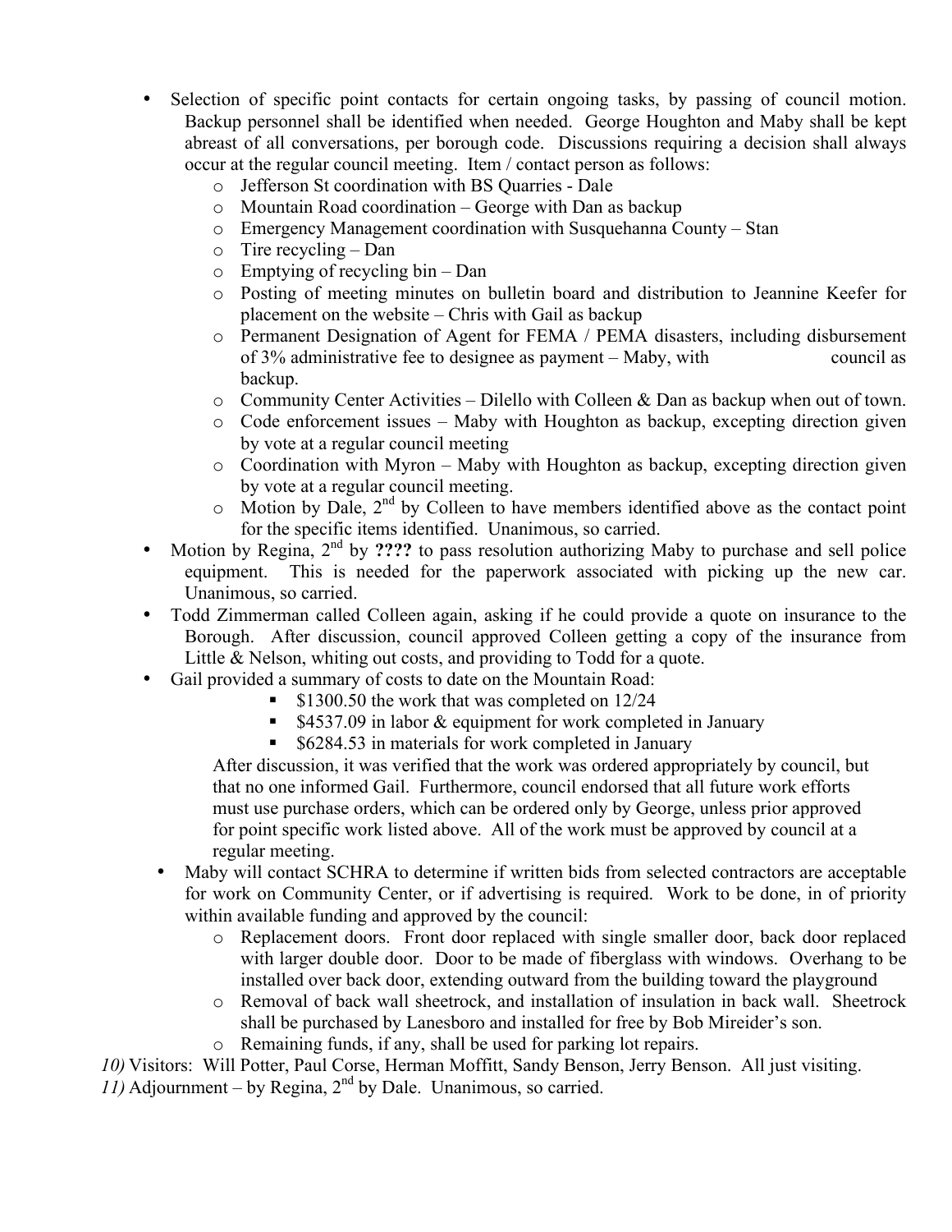- Selection of specific point contacts for certain ongoing tasks, by passing of council motion. Backup personnel shall be identified when needed. George Houghton and Maby shall be kept abreast of all conversations, per borough code. Discussions requiring a decision shall always occur at the regular council meeting. Item / contact person as follows:
  - Jefferson St coordination with BS Quarries - Dale
  - Mountain Road coordination – George with Dan as backup
  - Emergency Management coordination with Susquehanna County – Stan
  - Tire recycling – Dan
  - Emptying of recycling bin – Dan
  - Posting of meeting minutes on bulletin board and distribution to Jeannine Keefer for placement on the website – Chris with Gail as backup
  - Permanent Designation of Agent for FEMA / PEMA disasters, including disbursement of 3% administrative fee to designee as payment – Maby, with council as backup.
  - Community Center Activities – Dilello with Colleen & Dan as backup when out of town.
  - Code enforcement issues – Maby with Houghton as backup, excepting direction given by vote at a regular council meeting
  - Coordination with Myron – Maby with Houghton as backup, excepting direction given by vote at a regular council meeting.
  - Motion by Dale, 2nd by Colleen to have members identified above as the contact point for the specific items identified. Unanimous, so carried.
- Motion by Regina, 2nd by **????** to pass resolution authorizing Maby to purchase and sell police equipment. This is needed for the paperwork associated with picking up the new car. Unanimous, so carried.
- Todd Zimmerman called Colleen again, asking if he could provide a quote on insurance to the Borough. After discussion, council approved Colleen getting a copy of the insurance from Little & Nelson, whiting out costs, and providing to Todd for a quote.
- Gail provided a summary of costs to date on the Mountain Road:
  - $1300.50 the work that was completed on 12/24
  - $4537.09 in labor & equipment for work completed in January
  - $6284.53 in materials for work completed in January

  After discussion, it was verified that the work was ordered appropriately by council, but that no one informed Gail. Furthermore, council endorsed that all future work efforts must use purchase orders, which can be ordered only by George, unless prior approved for point specific work listed above. All of the work must be approved by council at a regular meeting.
- Maby will contact SCHRA to determine if written bids from selected contractors are acceptable for work on Community Center, or if advertising is required. Work to be done, in of priority within available funding and approved by the council:
  - Replacement doors. Front door replaced with single smaller door, back door replaced with larger double door. Door to be made of fiberglass with windows. Overhang to be installed over back door, extending outward from the building toward the playground
  - Removal of back wall sheetrock, and installation of insulation in back wall. Sheetrock shall be purchased by Lanesboro and installed for free by Bob Mireider's son.
  - Remaining funds, if any, shall be used for parking lot repairs.

*10)* Visitors: Will Potter, Paul Corse, Herman Moffitt, Sandy Benson, Jerry Benson. All just visiting.

*11)* Adjournment – by Regina, 2nd by Dale. Unanimous, so carried.